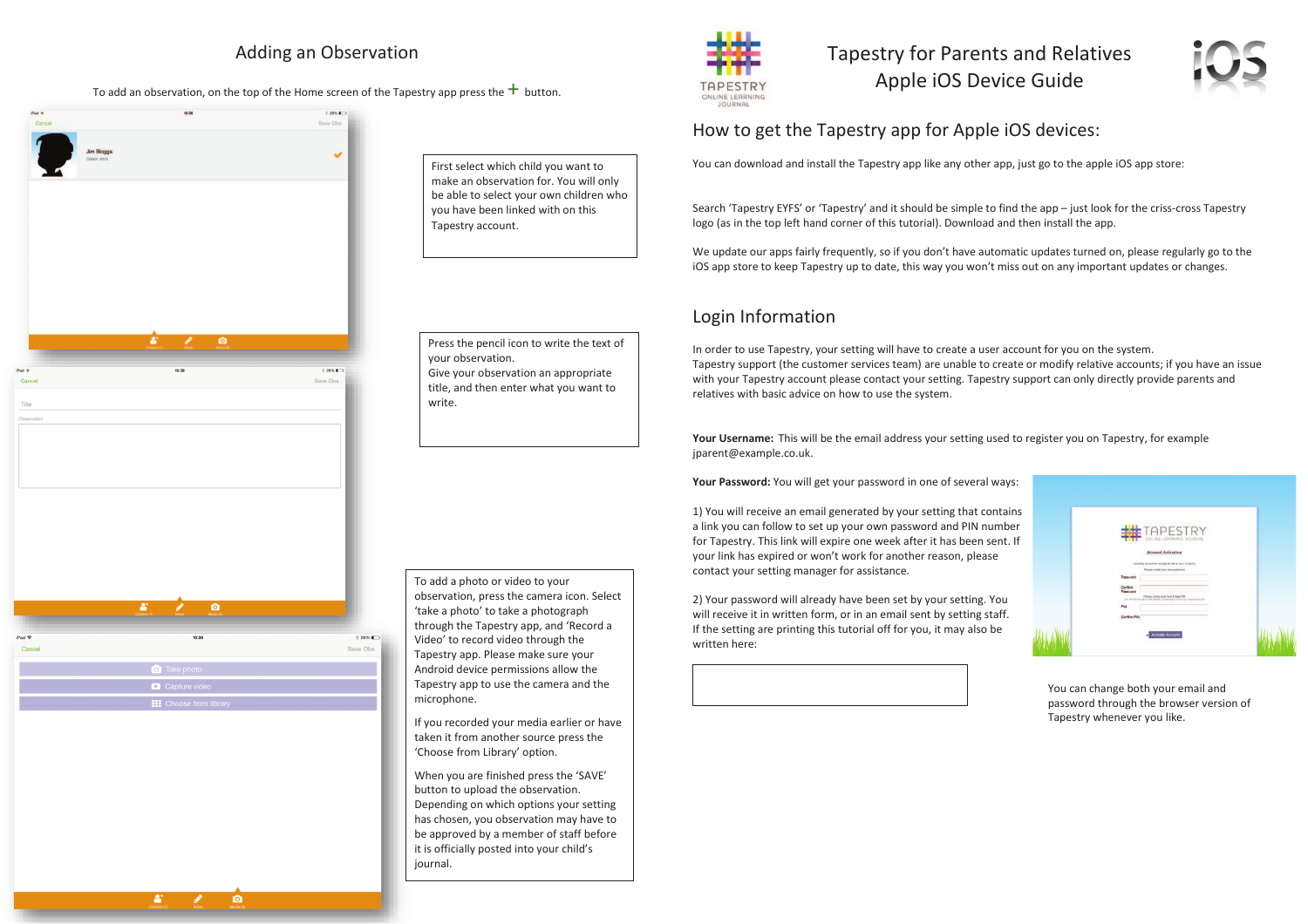# Tapestry for Parents and Relatives
# Apple iOS Device Guide

## How to get the Tapestry app for Apple iOS devices:

You can download and install the Tapestry app like any other app, just go to the apple iOS app store:

Search 'Tapestry EYFS' or 'Tapestry' and it should be simple to find the app – just look for the criss-cross Tapestry logo (as in the top left hand corner of this tutorial). Download and then install the app.

We update our apps fairly frequently, so if you don't have automatic updates turned on, please regularly go to the iOS app store to keep Tapestry up to date, this way you won't miss out on any important updates or changes.

## Login Information

In order to use Tapestry, your setting will have to create a user account for you on the system.
Tapestry support (the customer services team) are unable to create or modify relative accounts; if you have an issue with your Tapestry account please contact your setting. Tapestry support can only directly provide parents and relatives with basic advice on how to use the system.

**Your Username:** This will be the email address your setting used to register you on Tapestry, for example jparent@example.co.uk.

**Your Password:** You will get your password in one of several ways:

1) You will receive an email generated by your setting that contains a link you can follow to set up your own password and PIN number for Tapestry. This link will expire one week after it has been sent. If your link has expired or won't work for another reason, please contact your setting manager for assistance.

2) Your password will already have been set by your setting. You will receive it in written form, or in an email sent by setting staff. If the setting are printing this tutorial off for you, it may also be written here:

You can change both your email and password through the browser version of Tapestry whenever you like.

## Adding an Observation

To add an observation, on the top of the Home screen of the Tapestry app press the + button.

First select which child you want to make an observation for. You will only be able to select your own children who you have been linked with on this Tapestry account.

Press the pencil icon to write the text of your observation.
Give your observation an appropriate title, and then enter what you want to write.

To add a photo or video to your observation, press the camera icon. Select 'take a photo' to take a photograph through the Tapestry app, and 'Record a Video' to record video through the Tapestry app. Please make sure your Android device permissions allow the Tapestry app to use the camera and the microphone.

If you recorded your media earlier or have taken it from another source press the 'Choose from Library' option.

When you are finished press the 'SAVE' button to upload the observation. Depending on which options your setting has chosen, you observation may have to be approved by a member of staff before it is officially posted into your child's journal.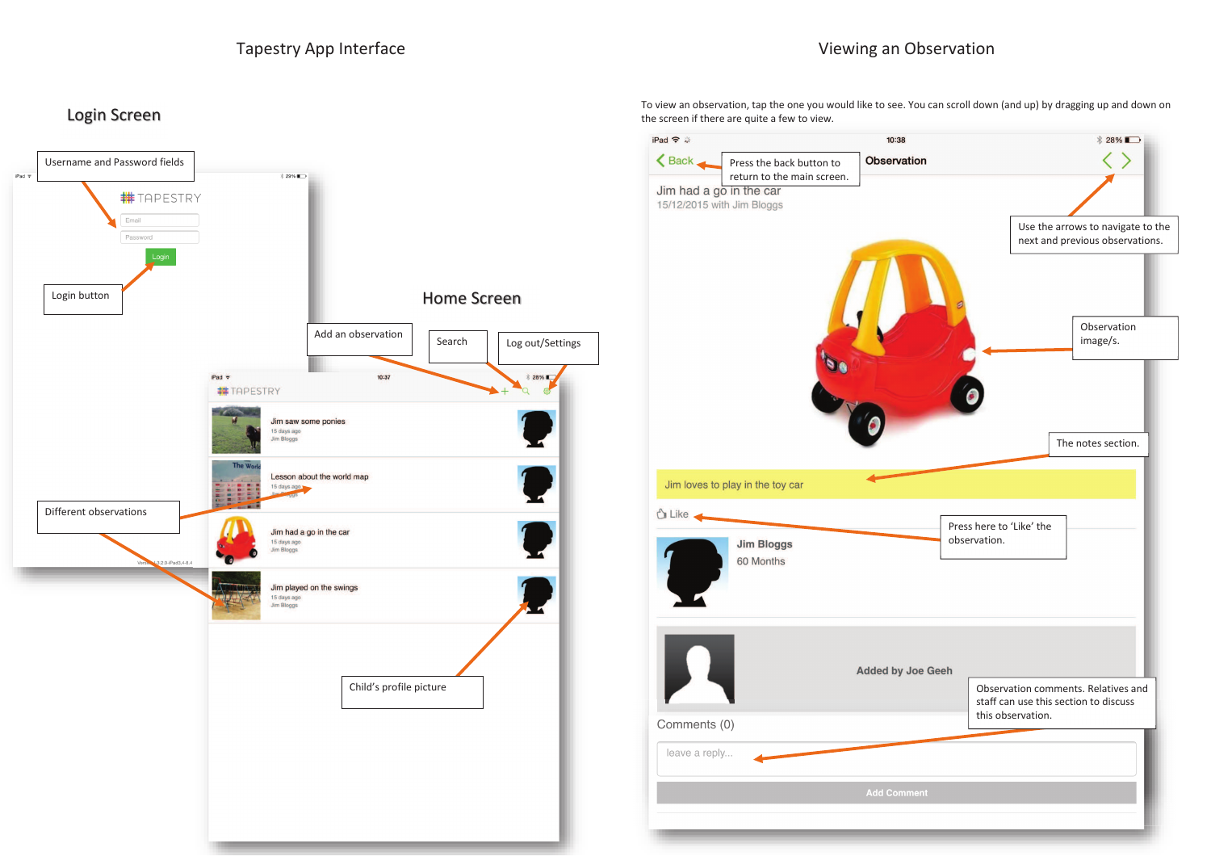# Tapestry App Interface

## Login Screen

Username and Password fields

Login button

## Home Screen

Add an observation

Search

Log out/Settings

Different observations

Child's profile picture

# Viewing an Observation

To view an observation, tap the one you would like to see. You can scroll down (and up) by dragging up and down on the screen if there are quite a few to view.

Press the back button to return to the main screen.

Use the arrows to navigate to the next and previous observations.

Observation image/s.

The notes section.

Press here to 'Like' the observation.

Observation comments. Relatives and staff can use this section to discuss this observation.